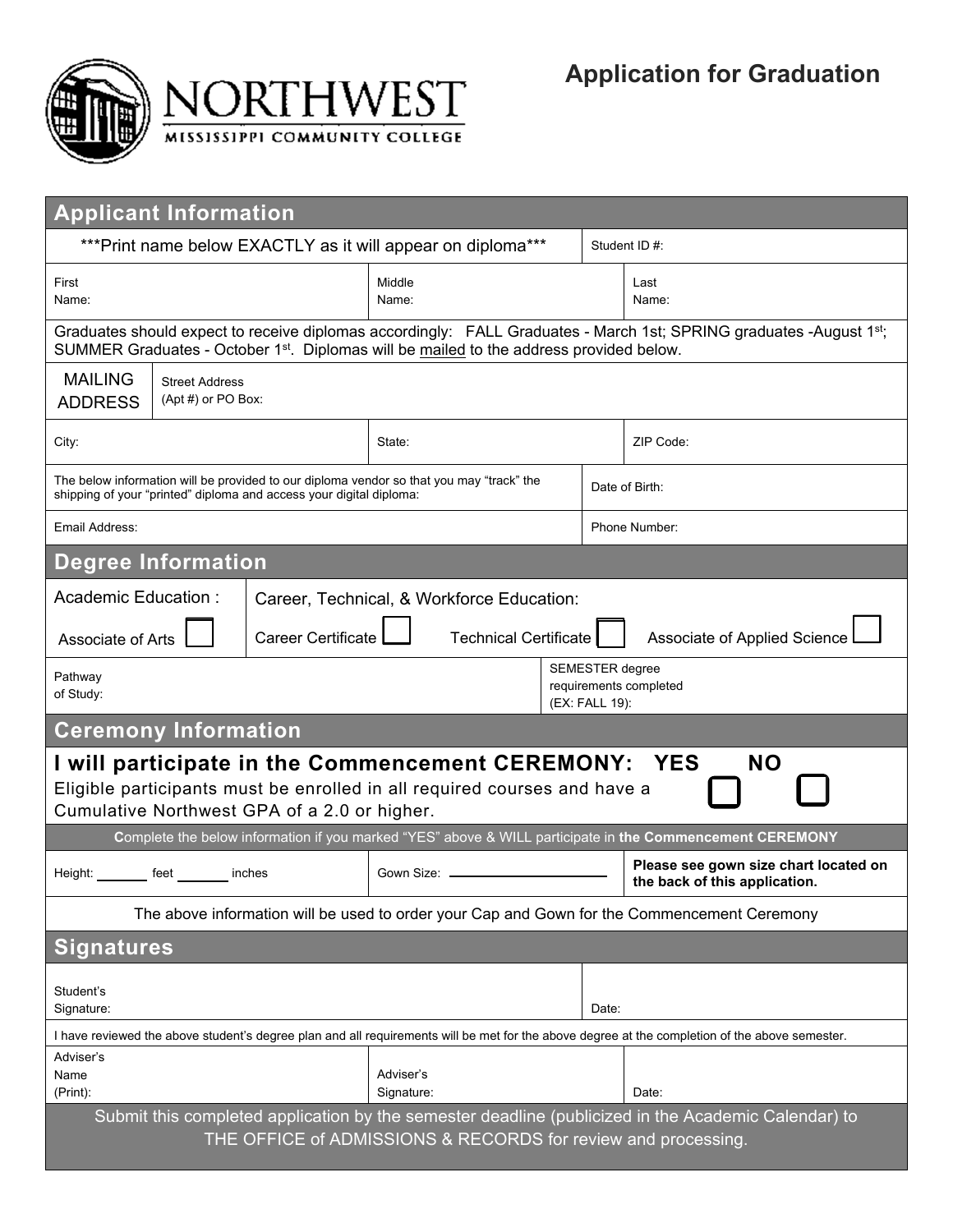# NORTHWEST

MISSISSIPPI COMMUNITY COLLEGE

## Application for Graduation

## Applicant Information

| ***Print name below EXACTLY as it will appear on diploma*** | | Student ID #: |
|---|---|---|
| First Name: | Middle Name: | Last Name: |

Graduates should expect to receive diplomas accordingly: FALL Graduates - March 1st; SPRING graduates -August 1st; SUMMER Graduates - October 1st. Diplomas will be mailed to the address provided below.

| MAILING ADDRESS | Street Address (Apt #) or PO Box: | |
|---|---|---|
| City: | State: | ZIP Code: |

| The below information will be provided to our diploma vendor so that you may "track" the shipping of your "printed" diploma and access your digital diploma: | Date of Birth: |
|---|---|
| Email Address: | Phone Number: |

## Degree Information

| Academic Education : | Career, Technical, & Workforce Education: | | |
|---|---|---|---|
| Associate of Arts ☐ | Career Certificate ☐ | Technical Certificate ☐ | Associate of Applied Science ☐ |

| Pathway of Study: | SEMESTER degree requirements completed (EX: FALL 19): |
|---|---|

## Ceremony Information

**I will participate in the Commencement CEREMONY: YES ☐ NO ☐**

Eligible participants must be enrolled in all required courses and have a Cumulative Northwest GPA of a 2.0 or higher.

**Complete the below information if you marked "YES" above & WILL participate in the Commencement CEREMONY**

| Height: _______ feet _______ inches | Gown Size: ____________________ | **Please see gown size chart located on the back of this application.** |
|---|---|---|

The above information will be used to order your Cap and Gown for the Commencement Ceremony

## Signatures

| Student's Signature: | Date: |
|---|---|

I have reviewed the above student's degree plan and all requirements will be met for the above degree at the completion of the above semester.

| Adviser's Name (Print): | Adviser's Signature: | Date: |
|---|---|---|

Submit this completed application by the semester deadline (publicized in the Academic Calendar) to THE OFFICE of ADMISSIONS & RECORDS for review and processing.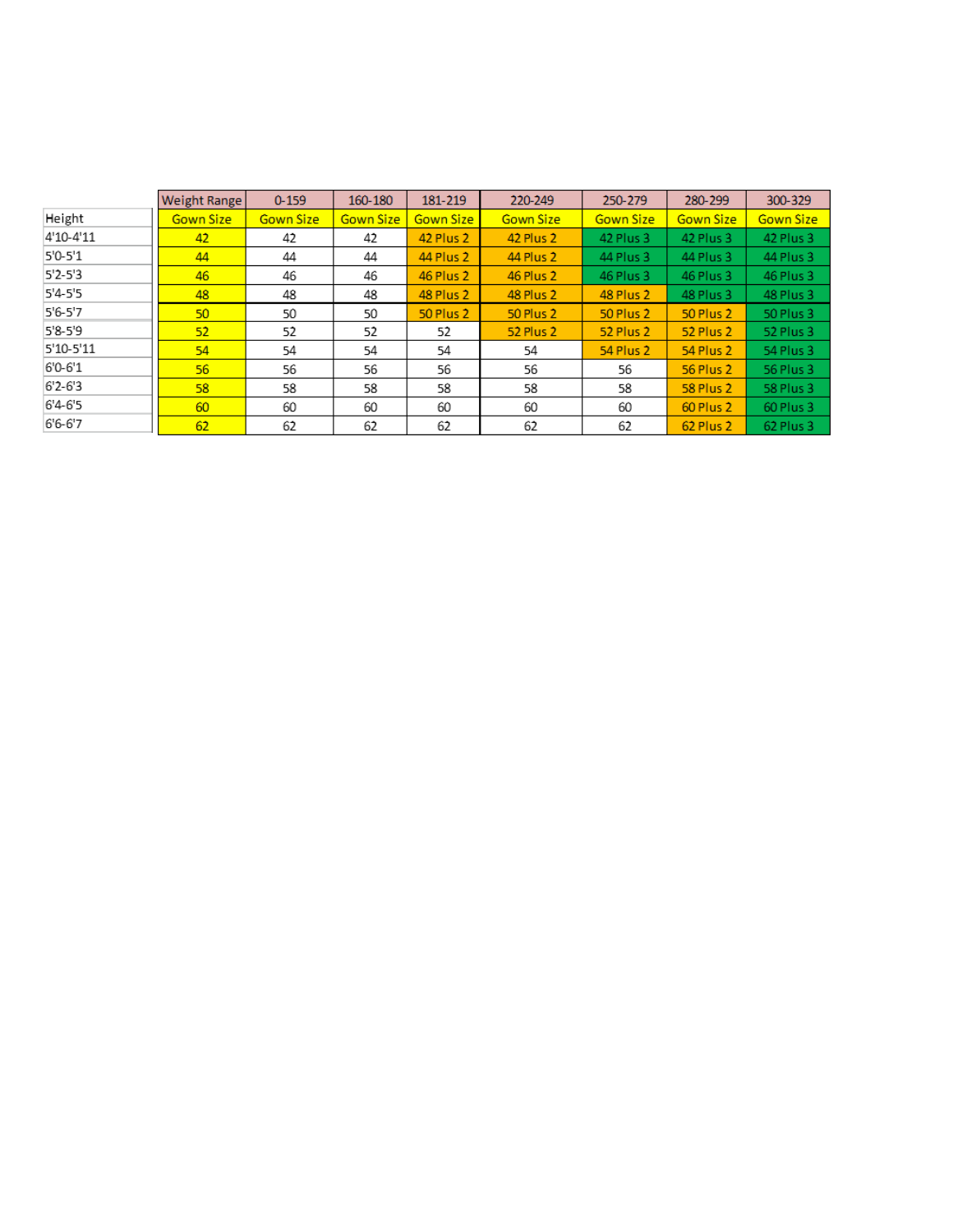| | Weight Range | 0-159 | 160-180 | 181-219 | 220-249 | 250-279 | 280-299 | 300-329 |
|---|---|---|---|---|---|---|---|---|
| Height | Gown Size | Gown Size | Gown Size | Gown Size | Gown Size | Gown Size | Gown Size | Gown Size |
| 4'10-4'11 | 42 | 42 | 42 | 42 Plus 2 | 42 Plus 2 | 42 Plus 3 | 42 Plus 3 | 42 Plus 3 |
| 5'0-5'1 | 44 | 44 | 44 | 44 Plus 2 | 44 Plus 2 | 44 Plus 3 | 44 Plus 3 | 44 Plus 3 |
| 5'2-5'3 | 46 | 46 | 46 | 46 Plus 2 | 46 Plus 2 | 46 Plus 3 | 46 Plus 3 | 46 Plus 3 |
| 5'4-5'5 | 48 | 48 | 48 | 48 Plus 2 | 48 Plus 2 | 48 Plus 2 | 48 Plus 3 | 48 Plus 3 |
| 5'6-5'7 | 50 | 50 | 50 | 50 Plus 2 | 50 Plus 2 | 50 Plus 2 | 50 Plus 2 | 50 Plus 3 |
| 5'8-5'9 | 52 | 52 | 52 | 52 | 52 Plus 2 | 52 Plus 2 | 52 Plus 2 | 52 Plus 3 |
| 5'10-5'11 | 54 | 54 | 54 | 54 | 54 | 54 Plus 2 | 54 Plus 2 | 54 Plus 3 |
| 6'0-6'1 | 56 | 56 | 56 | 56 | 56 | 56 | 56 Plus 2 | 56 Plus 3 |
| 6'2-6'3 | 58 | 58 | 58 | 58 | 58 | 58 | 58 Plus 2 | 58 Plus 3 |
| 6'4-6'5 | 60 | 60 | 60 | 60 | 60 | 60 | 60 Plus 2 | 60 Plus 3 |
| 6'6-6'7 | 62 | 62 | 62 | 62 | 62 | 62 | 62 Plus 2 | 62 Plus 3 |